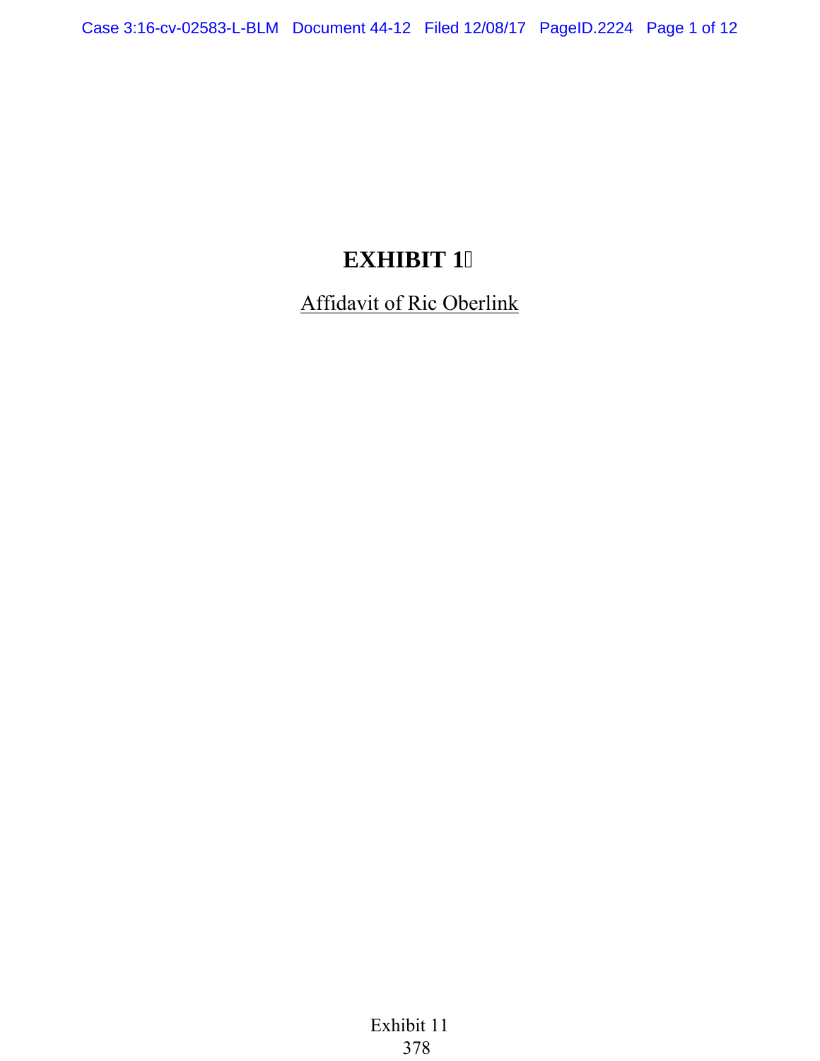# EXHIBIT 1

Affidavit of Ric Oberlink

Exhibit 11
378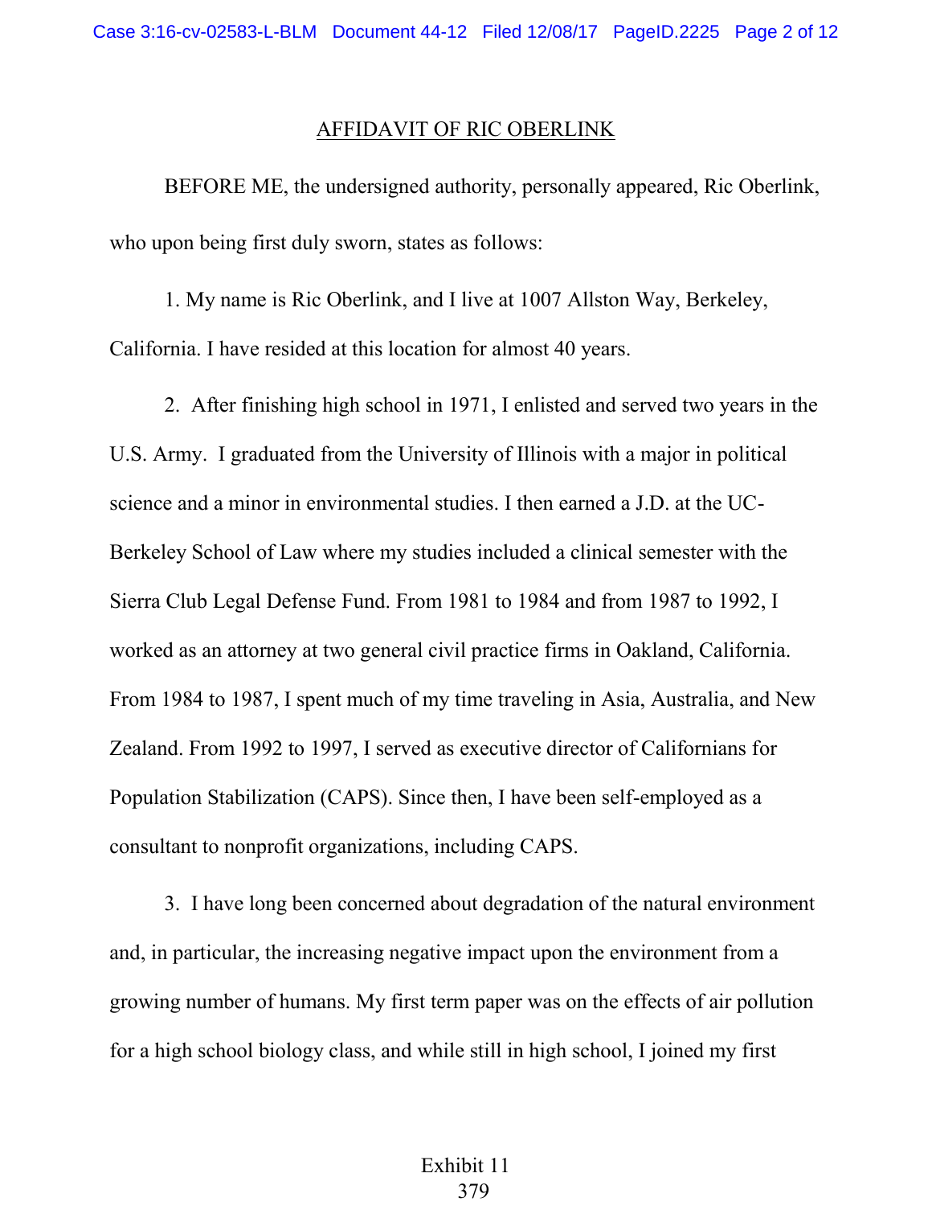## AFFIDAVIT OF RIC OBERLINK

BEFORE ME, the undersigned authority, personally appeared, Ric Oberlink, who upon being first duly sworn, states as follows:

1. My name is Ric Oberlink, and I live at 1007 Allston Way, Berkeley, California. I have resided at this location for almost 40 years.

2. After finishing high school in 1971, I enlisted and served two years in the U.S. Army. I graduated from the University of Illinois with a major in political science and a minor in environmental studies. I then earned a J.D. at the UC-Berkeley School of Law where my studies included a clinical semester with the Sierra Club Legal Defense Fund. From 1981 to 1984 and from 1987 to 1992, I worked as an attorney at two general civil practice firms in Oakland, California. From 1984 to 1987, I spent much of my time traveling in Asia, Australia, and New Zealand. From 1992 to 1997, I served as executive director of Californians for Population Stabilization (CAPS). Since then, I have been self-employed as a consultant to nonprofit organizations, including CAPS.

3. I have long been concerned about degradation of the natural environment and, in particular, the increasing negative impact upon the environment from a growing number of humans. My first term paper was on the effects of air pollution for a high school biology class, and while still in high school, I joined my first

Exhibit 11
379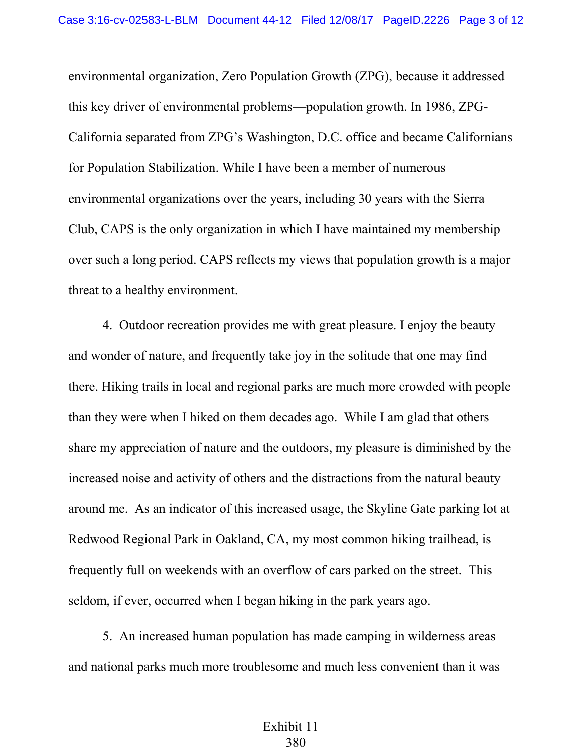environmental organization, Zero Population Growth (ZPG), because it addressed this key driver of environmental problems—population growth. In 1986, ZPG-California separated from ZPG's Washington, D.C. office and became Californians for Population Stabilization. While I have been a member of numerous environmental organizations over the years, including 30 years with the Sierra Club, CAPS is the only organization in which I have maintained my membership over such a long period. CAPS reflects my views that population growth is a major threat to a healthy environment.

4. Outdoor recreation provides me with great pleasure. I enjoy the beauty and wonder of nature, and frequently take joy in the solitude that one may find there. Hiking trails in local and regional parks are much more crowded with people than they were when I hiked on them decades ago. While I am glad that others share my appreciation of nature and the outdoors, my pleasure is diminished by the increased noise and activity of others and the distractions from the natural beauty around me. As an indicator of this increased usage, the Skyline Gate parking lot at Redwood Regional Park in Oakland, CA, my most common hiking trailhead, is frequently full on weekends with an overflow of cars parked on the street. This seldom, if ever, occurred when I began hiking in the park years ago.

5. An increased human population has made camping in wilderness areas and national parks much more troublesome and much less convenient than it was

Exhibit 11
380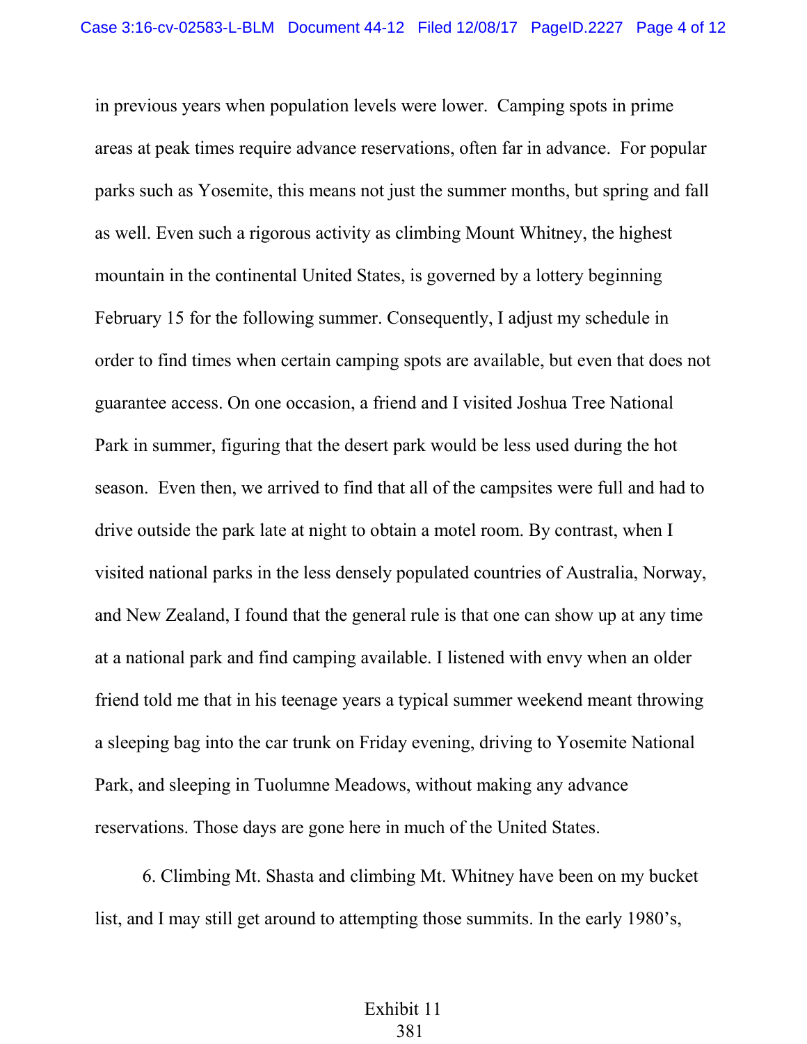in previous years when population levels were lower. Camping spots in prime areas at peak times require advance reservations, often far in advance. For popular parks such as Yosemite, this means not just the summer months, but spring and fall as well. Even such a rigorous activity as climbing Mount Whitney, the highest mountain in the continental United States, is governed by a lottery beginning February 15 for the following summer. Consequently, I adjust my schedule in order to find times when certain camping spots are available, but even that does not guarantee access. On one occasion, a friend and I visited Joshua Tree National Park in summer, figuring that the desert park would be less used during the hot season. Even then, we arrived to find that all of the campsites were full and had to drive outside the park late at night to obtain a motel room. By contrast, when I visited national parks in the less densely populated countries of Australia, Norway, and New Zealand, I found that the general rule is that one can show up at any time at a national park and find camping available. I listened with envy when an older friend told me that in his teenage years a typical summer weekend meant throwing a sleeping bag into the car trunk on Friday evening, driving to Yosemite National Park, and sleeping in Tuolumne Meadows, without making any advance reservations. Those days are gone here in much of the United States.

6. Climbing Mt. Shasta and climbing Mt. Whitney have been on my bucket list, and I may still get around to attempting those summits. In the early 1980's,

Exhibit 11
381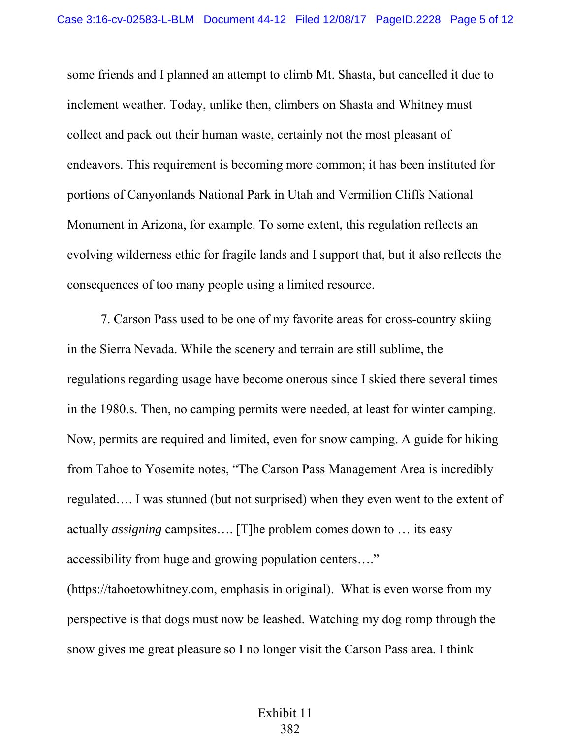some friends and I planned an attempt to climb Mt. Shasta, but cancelled it due to inclement weather. Today, unlike then, climbers on Shasta and Whitney must collect and pack out their human waste, certainly not the most pleasant of endeavors. This requirement is becoming more common; it has been instituted for portions of Canyonlands National Park in Utah and Vermilion Cliffs National Monument in Arizona, for example. To some extent, this regulation reflects an evolving wilderness ethic for fragile lands and I support that, but it also reflects the consequences of too many people using a limited resource.

7. Carson Pass used to be one of my favorite areas for cross-country skiing in the Sierra Nevada. While the scenery and terrain are still sublime, the regulations regarding usage have become onerous since I skied there several times in the 1980.s. Then, no camping permits were needed, at least for winter camping. Now, permits are required and limited, even for snow camping. A guide for hiking from Tahoe to Yosemite notes, "The Carson Pass Management Area is incredibly regulated…. I was stunned (but not surprised) when they even went to the extent of actually *assigning* campsites…. [T]he problem comes down to … its easy accessibility from huge and growing population centers…." (https://tahoetowhitney.com, emphasis in original). What is even worse from my perspective is that dogs must now be leashed. Watching my dog romp through the snow gives me great pleasure so I no longer visit the Carson Pass area. I think

Exhibit 11
382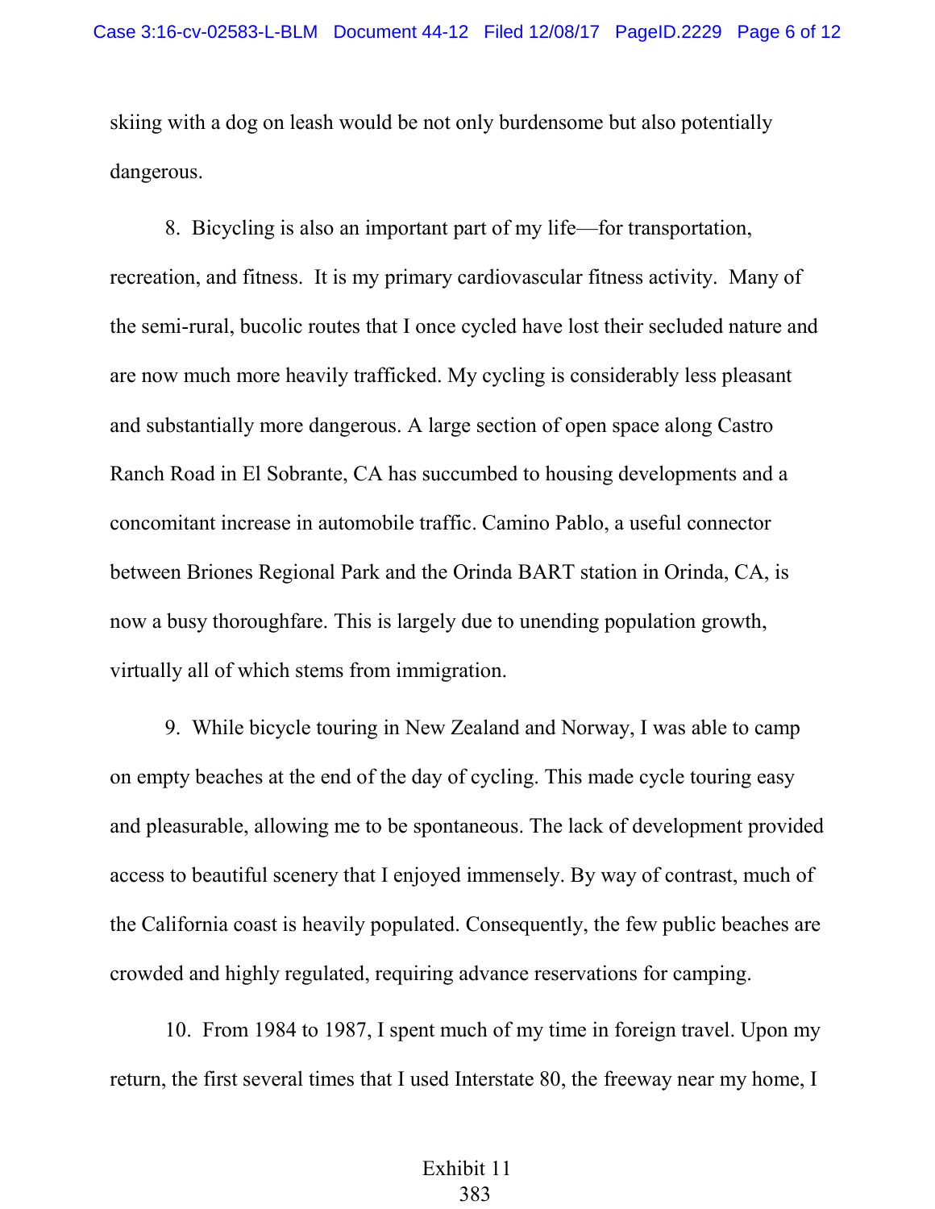skiing with a dog on leash would be not only burdensome but also potentially dangerous.

8. Bicycling is also an important part of my life—for transportation, recreation, and fitness. It is my primary cardiovascular fitness activity. Many of the semi-rural, bucolic routes that I once cycled have lost their secluded nature and are now much more heavily trafficked. My cycling is considerably less pleasant and substantially more dangerous. A large section of open space along Castro Ranch Road in El Sobrante, CA has succumbed to housing developments and a concomitant increase in automobile traffic. Camino Pablo, a useful connector between Briones Regional Park and the Orinda BART station in Orinda, CA, is now a busy thoroughfare. This is largely due to unending population growth, virtually all of which stems from immigration.

9. While bicycle touring in New Zealand and Norway, I was able to camp on empty beaches at the end of the day of cycling. This made cycle touring easy and pleasurable, allowing me to be spontaneous. The lack of development provided access to beautiful scenery that I enjoyed immensely. By way of contrast, much of the California coast is heavily populated. Consequently, the few public beaches are crowded and highly regulated, requiring advance reservations for camping.

10. From 1984 to 1987, I spent much of my time in foreign travel. Upon my return, the first several times that I used Interstate 80, the freeway near my home, I

Exhibit 11
383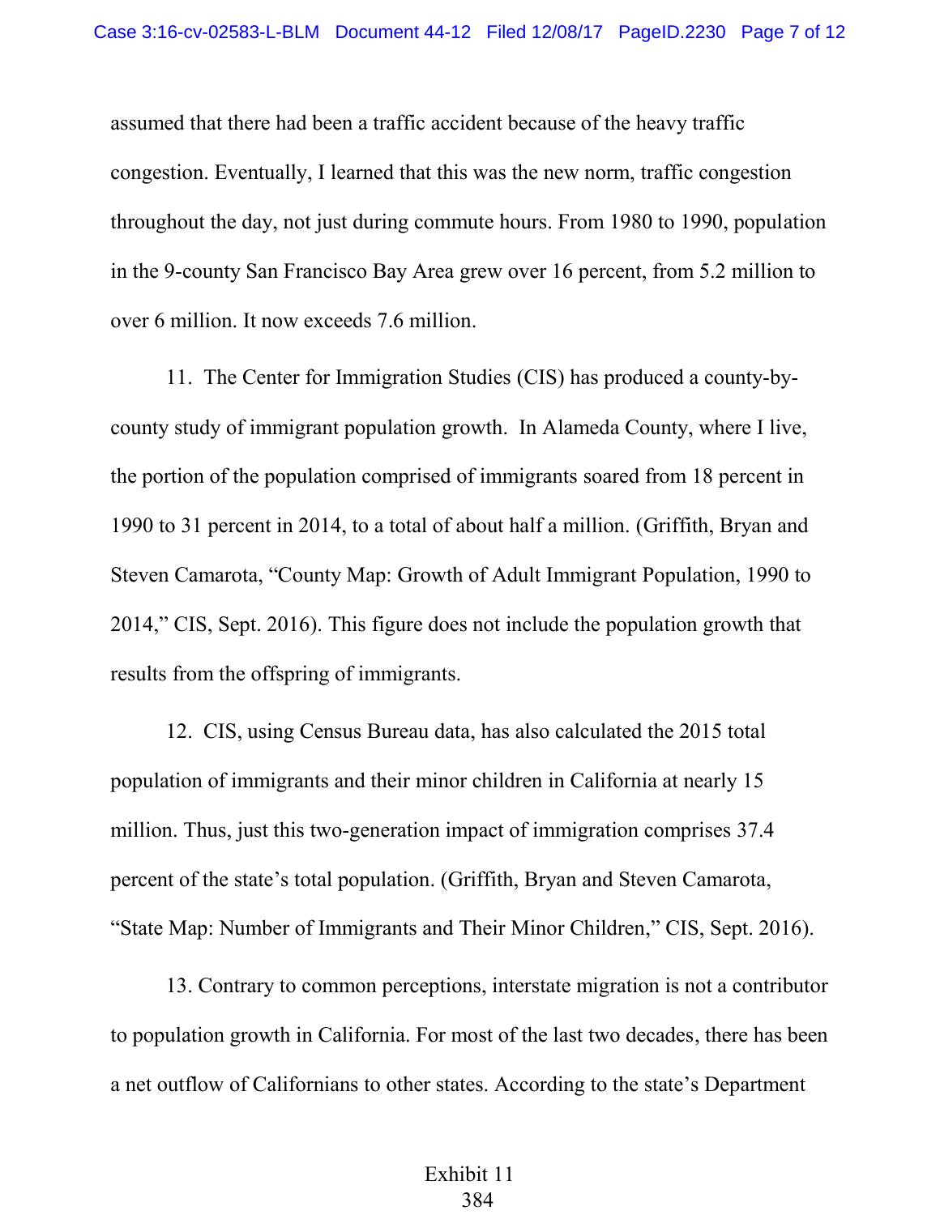assumed that there had been a traffic accident because of the heavy traffic congestion. Eventually, I learned that this was the new norm, traffic congestion throughout the day, not just during commute hours. From 1980 to 1990, population in the 9-county San Francisco Bay Area grew over 16 percent, from 5.2 million to over 6 million. It now exceeds 7.6 million.

11. The Center for Immigration Studies (CIS) has produced a county-by-county study of immigrant population growth. In Alameda County, where I live, the portion of the population comprised of immigrants soared from 18 percent in 1990 to 31 percent in 2014, to a total of about half a million. (Griffith, Bryan and Steven Camarota, "County Map: Growth of Adult Immigrant Population, 1990 to 2014," CIS, Sept. 2016). This figure does not include the population growth that results from the offspring of immigrants.

12. CIS, using Census Bureau data, has also calculated the 2015 total population of immigrants and their minor children in California at nearly 15 million. Thus, just this two-generation impact of immigration comprises 37.4 percent of the state's total population. (Griffith, Bryan and Steven Camarota, "State Map: Number of Immigrants and Their Minor Children," CIS, Sept. 2016).

13. Contrary to common perceptions, interstate migration is not a contributor to population growth in California. For most of the last two decades, there has been a net outflow of Californians to other states. According to the state's Department

Exhibit 11
384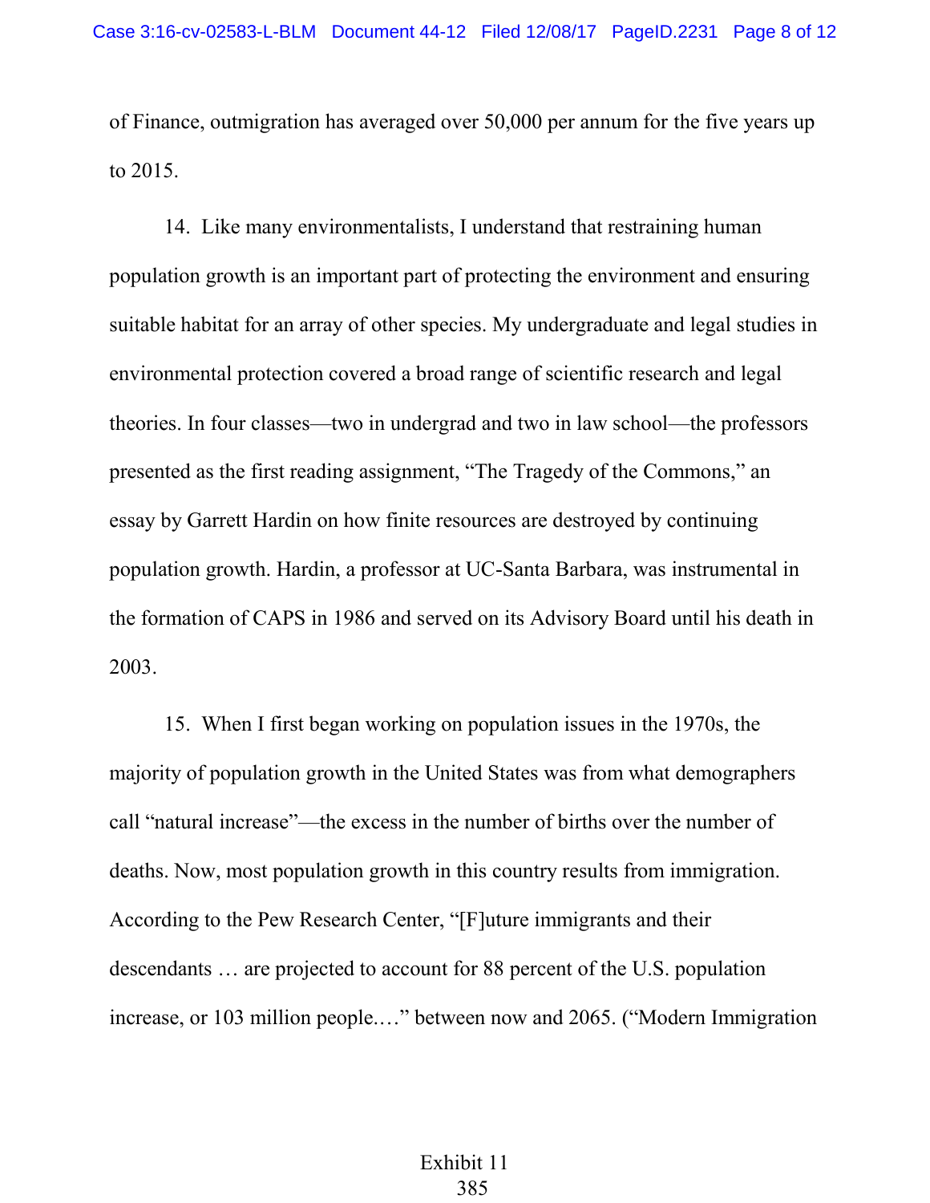of Finance, outmigration has averaged over 50,000 per annum for the five years up to 2015.

14. Like many environmentalists, I understand that restraining human population growth is an important part of protecting the environment and ensuring suitable habitat for an array of other species. My undergraduate and legal studies in environmental protection covered a broad range of scientific research and legal theories. In four classes—two in undergrad and two in law school—the professors presented as the first reading assignment, "The Tragedy of the Commons," an essay by Garrett Hardin on how finite resources are destroyed by continuing population growth. Hardin, a professor at UC-Santa Barbara, was instrumental in the formation of CAPS in 1986 and served on its Advisory Board until his death in 2003.

15. When I first began working on population issues in the 1970s, the majority of population growth in the United States was from what demographers call "natural increase"—the excess in the number of births over the number of deaths. Now, most population growth in this country results from immigration. According to the Pew Research Center, "[F]uture immigrants and their descendants … are projected to account for 88 percent of the U.S. population increase, or 103 million people.…" between now and 2065. ("Modern Immigration

Exhibit 11
385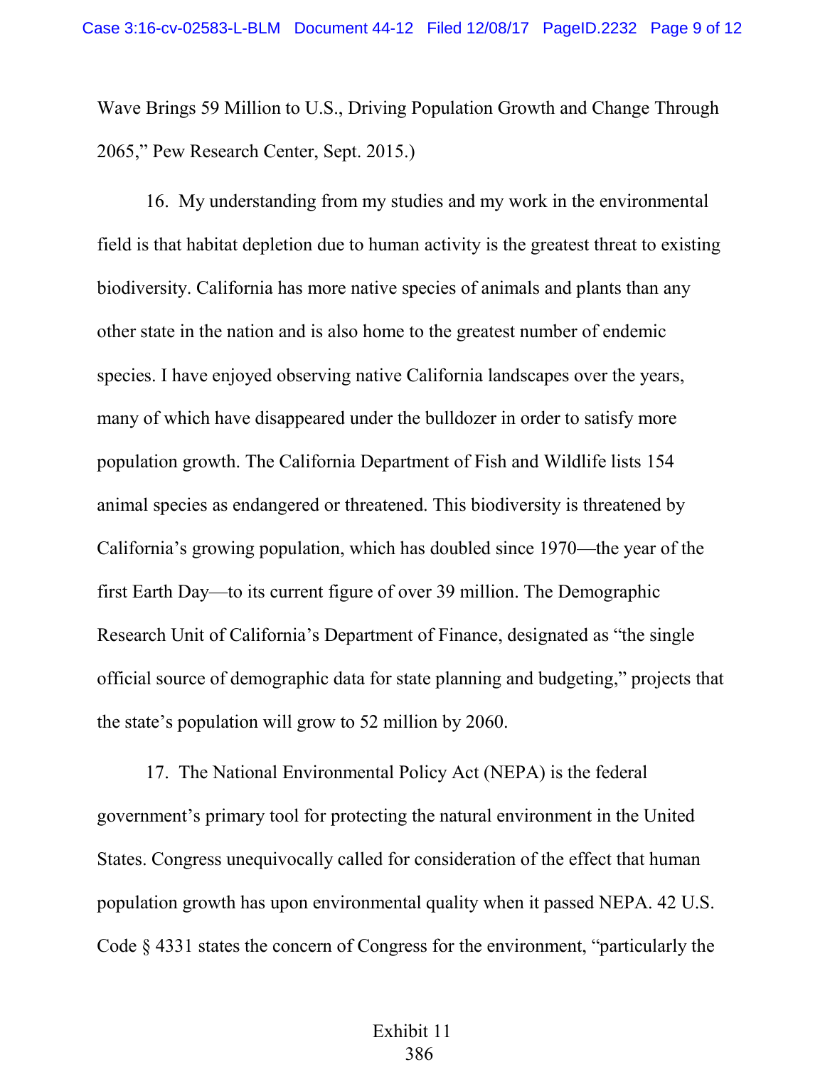Wave Brings 59 Million to U.S., Driving Population Growth and Change Through 2065," Pew Research Center, Sept. 2015.)

16. My understanding from my studies and my work in the environmental field is that habitat depletion due to human activity is the greatest threat to existing biodiversity. California has more native species of animals and plants than any other state in the nation and is also home to the greatest number of endemic species. I have enjoyed observing native California landscapes over the years, many of which have disappeared under the bulldozer in order to satisfy more population growth. The California Department of Fish and Wildlife lists 154 animal species as endangered or threatened. This biodiversity is threatened by California's growing population, which has doubled since 1970—the year of the first Earth Day—to its current figure of over 39 million. The Demographic Research Unit of California's Department of Finance, designated as "the single official source of demographic data for state planning and budgeting," projects that the state's population will grow to 52 million by 2060.

17. The National Environmental Policy Act (NEPA) is the federal government's primary tool for protecting the natural environment in the United States. Congress unequivocally called for consideration of the effect that human population growth has upon environmental quality when it passed NEPA. 42 U.S. Code § 4331 states the concern of Congress for the environment, "particularly the

Exhibit 11
386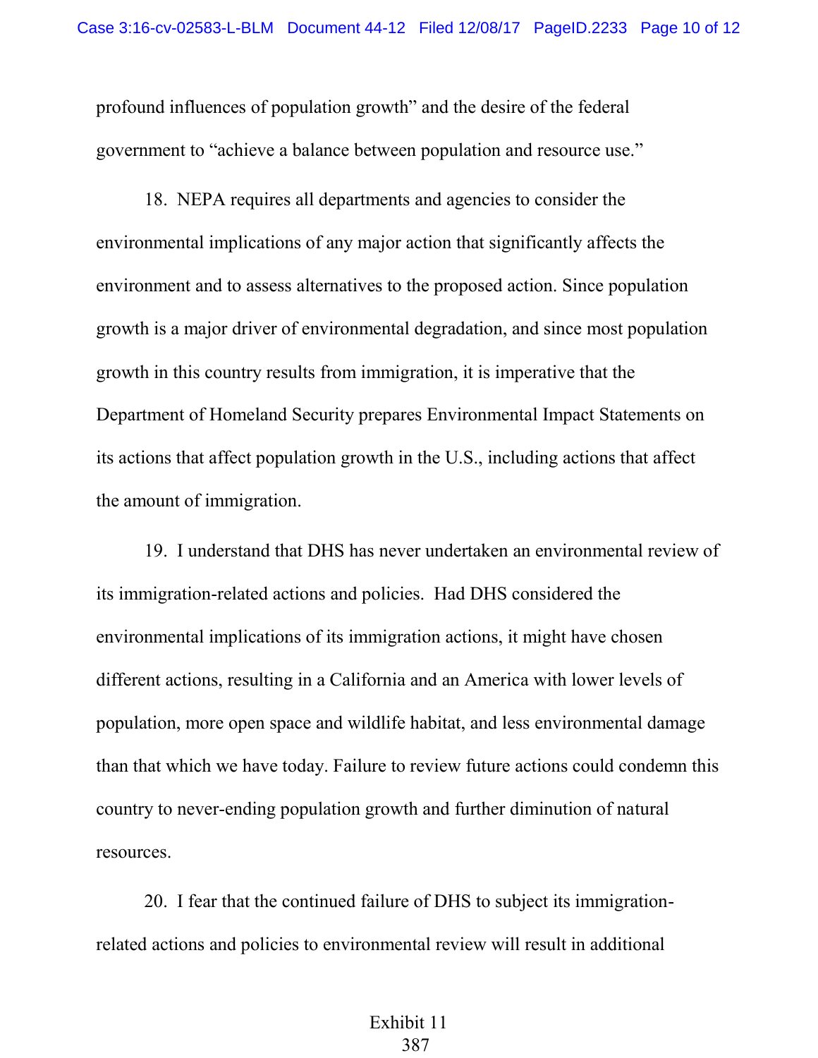profound influences of population growth" and the desire of the federal government to "achieve a balance between population and resource use."

18. NEPA requires all departments and agencies to consider the environmental implications of any major action that significantly affects the environment and to assess alternatives to the proposed action. Since population growth is a major driver of environmental degradation, and since most population growth in this country results from immigration, it is imperative that the Department of Homeland Security prepares Environmental Impact Statements on its actions that affect population growth in the U.S., including actions that affect the amount of immigration.

19. I understand that DHS has never undertaken an environmental review of its immigration-related actions and policies. Had DHS considered the environmental implications of its immigration actions, it might have chosen different actions, resulting in a California and an America with lower levels of population, more open space and wildlife habitat, and less environmental damage than that which we have today. Failure to review future actions could condemn this country to never-ending population growth and further diminution of natural resources.

20. I fear that the continued failure of DHS to subject its immigration-related actions and policies to environmental review will result in additional

Exhibit 11
387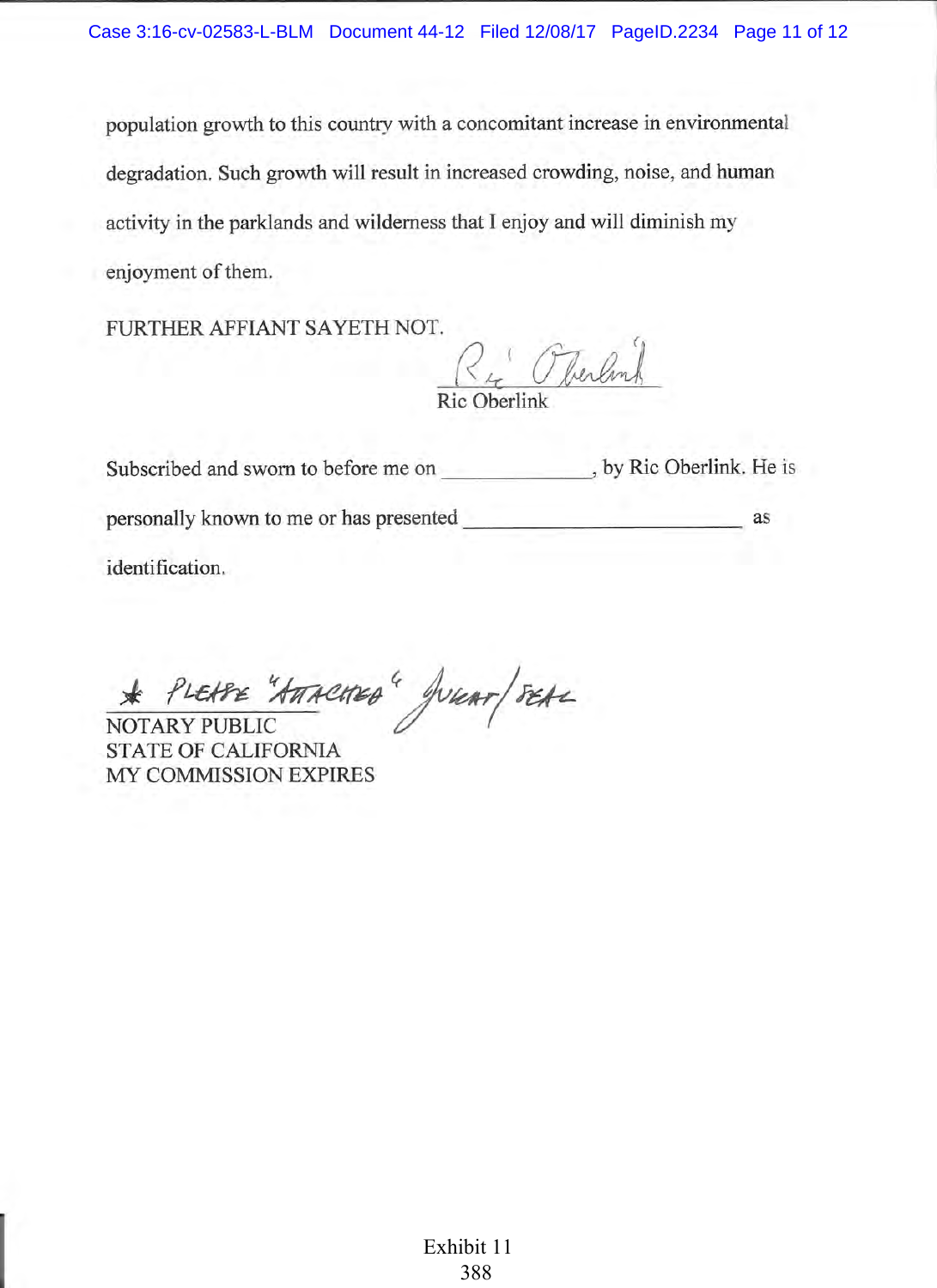population growth to this country with a concomitant increase in environmental degradation. Such growth will result in increased crowding, noise, and human activity in the parklands and wilderness that I enjoy and will diminish my enjoyment of them.

FURTHER AFFIANT SAYETH NOT.

Ric Oberlink

Subscribed and sworn to before me on \_\_\_\_\_\_\_\_\_\_\_\_\_\_, by Ric Oberlink. He is personally known to me or has presented \_\_\_\_\_\_\_\_\_\_\_\_\_\_\_\_\_\_\_\_\_\_\_\_\_\_\_ as identification.

\* PLEASE "ATTACHED" JURAT/SEAL

NOTARY PUBLIC
STATE OF CALIFORNIA
MY COMMISSION EXPIRES

Exhibit 11
388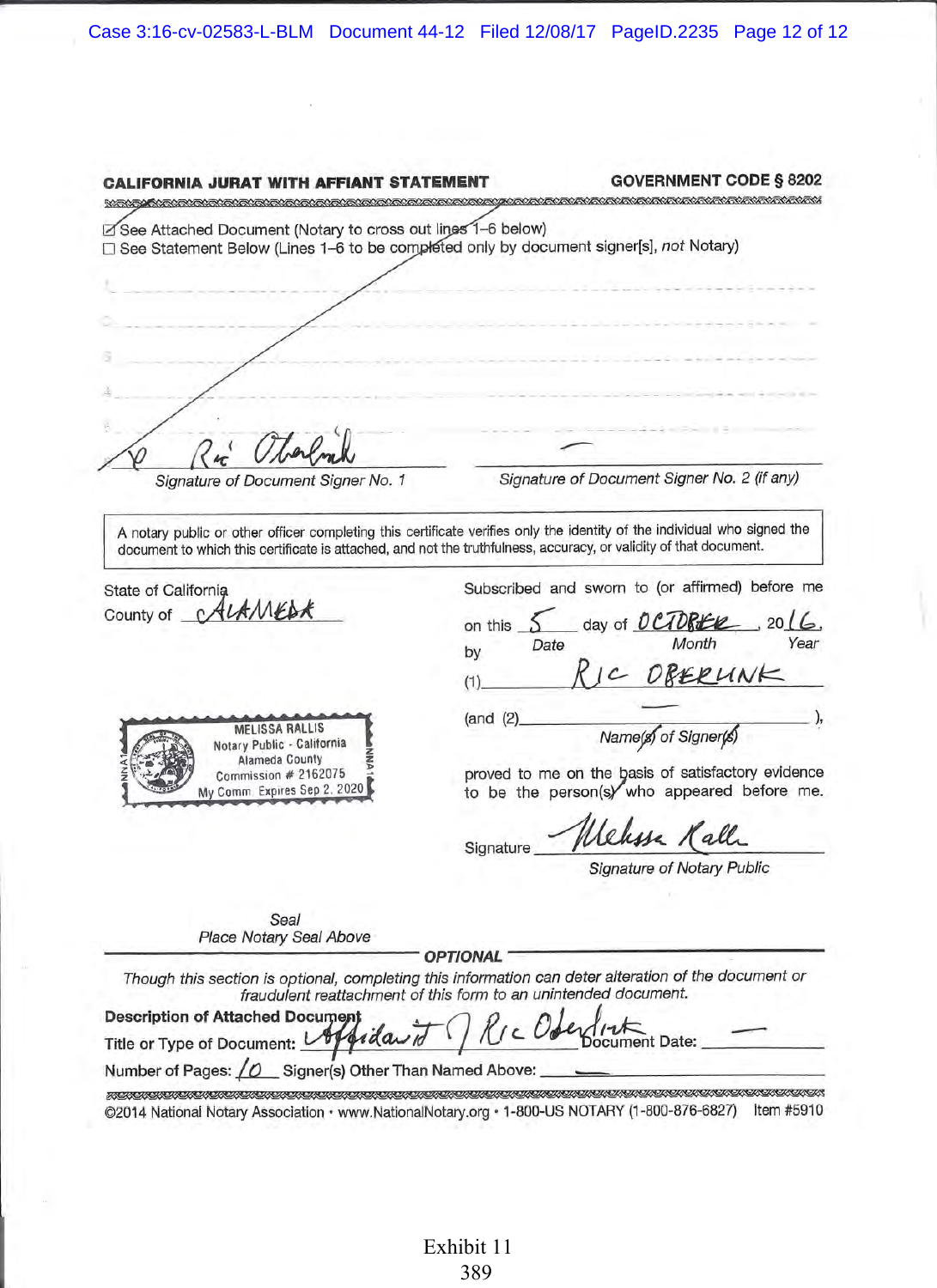**CALIFORNIA JURAT WITH AFFIANT STATEMENT** **GOVERNMENT CODE § 8202**

☑ See Attached Document (Notary to cross out lines 1–6 below)
☐ See Statement Below (Lines 1–6 to be completed only by document signer[s], *not* Notary)

1. ______________________________
2. ______________________________
3. ______________________________
4. ______________________________
5. ______________________________
6. ______________________________

Ric Oberlink (signature)

*Signature of Document Signer No. 1* *Signature of Document Signer No. 2 (if any)*

A notary public or other officer completing this certificate verifies only the identity of the individual who signed the document to which this certificate is attached, and not the truthfulness, accuracy, or validity of that document.

State of California
County of ALAMEDA

Subscribed and sworn to (or affirmed) before me on this 5 day of OCTOBER, 2016,
*Date* *Month* *Year*

by
(1) RIC OBERLINK
(and (2) ____________________),
*Name(s) of Signer(s)*

proved to me on the basis of satisfactory evidence to be the person(s) who appeared before me.

MELISSA RALLIS
Notary Public - California
Alameda County
Commission # 2162075
My Comm. Expires Sep 2, 2020

Signature Melissa Rallis
*Signature of Notary Public*

Seal
*Place Notary Seal Above*

**OPTIONAL**

*Though this section is optional, completing this information can deter alteration of the document or fraudulent reattachment of this form to an unintended document.*

**Description of Attached Document**
Title or Type of Document: Affidavit of Ric Oberlink Document Date: ——
Number of Pages: 10 Signer(s) Other Than Named Above: ——

©2014 National Notary Association • www.NationalNotary.org • 1-800-US NOTARY (1-800-876-6827) Item #5910

Exhibit 11
389